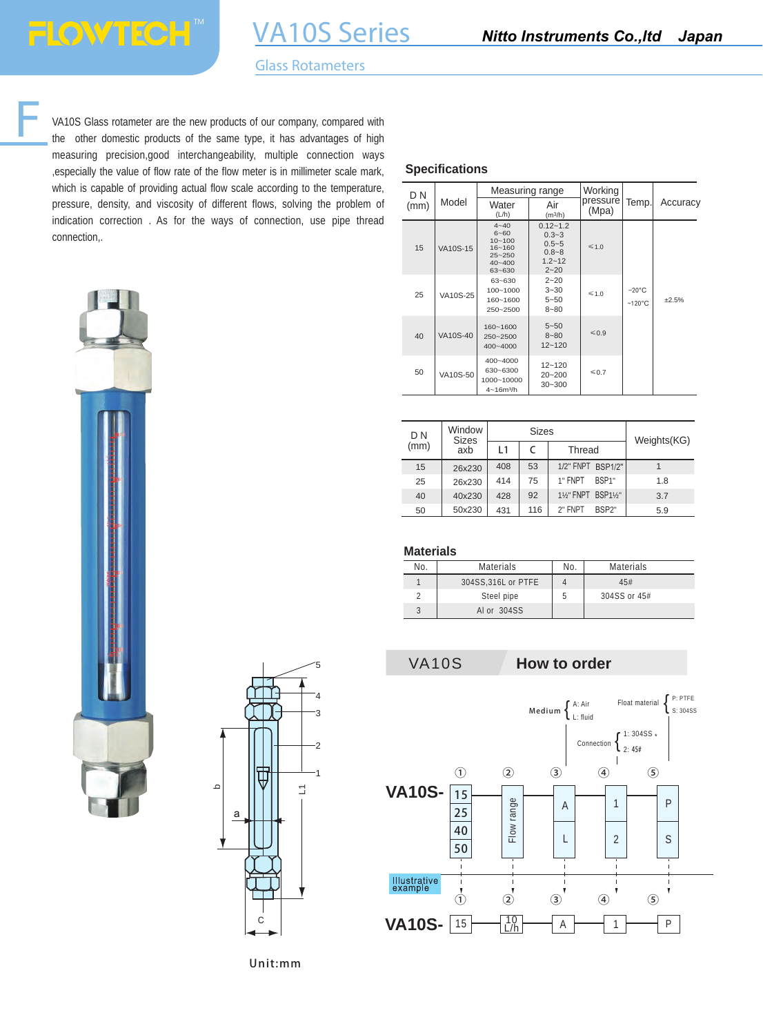# FLOWTECH™

# VA10S Series

**Nitto Instruments Co.,ltd Japan**

## Glass Rotameters

F

VA10S Glass rotameter are the new products of our company, compared with the other domestic products of the same type, it has advantages of high measuring precision,good interchangeability, multiple connection ways ,especially the value of flow rate of the flow meter is in millimeter scale mark, which is capable of providing actual flow scale according to the temperature, pressure, density, and viscosity of different flows, solving the problem of indication correction . As for the ways of connection, use pipe thread connection,.

## Specifications

| D N (mm) | Model | Measuring range | | Working pressure (Mpa) | Temp. | Accuracy |
|---|---|---|---|---|---|---|
| | | Water (L/h) | Air ($m^3/h$) | | | |
| 15 | VA10S-15 | 4~40<br>6~60<br>10~100<br>16~160<br>25~250<br>40~400<br>63~630 | 0.12~1.2<br>0.3~3<br>0.5~5<br>0.8~8<br>1.2~12<br>2~20 | ≤1.0 | -20°C ~120°C | ±2.5% |
| 25 | VA10S-25 | 63~630<br>100~1000<br>160~1600<br>250~2500 | 2~20<br>3~30<br>5~50<br>8~80 | ≤1.0 | | |
| 40 | VA10S-40 | 160~1600<br>250~2500<br>400~4000 | 5~50<br>8~80<br>12~120 | ≤0.9 | | |
| 50 | VA10S-50 | 400~4000<br>630~6300<br>1000~10000<br>4~16$m^3$/h | 12~120<br>20~200<br>30~300 | ≤0.7 | | |

| D N (mm) | Window Sizes axb | Sizes | | | Weights(KG) |
|---|---|---|---|---|---|
| | | L1 | C | Thread | |
| 15 | 26x230 | 408 | 53 | 1/2" FNPT BSP1/2" | 1 |
| 25 | 26x230 | 414 | 75 | 1" FNPT BSP1" | 1.8 |
| 40 | 40x230 | 428 | 92 | 1½" FNPT BSP1½" | 3.7 |
| 50 | 50x230 | 431 | 116 | 2" FNPT BSP2" | 5.9 |

## Materials

| No. | Materials | No. | Materials |
|---|---|---|---|
| 1 | 304SS,316L or PTFE | 4 | 45# |
| 2 | Steel pipe | 5 | 304SS or 45# |
| 3 | Al or 304SS | | |

Unit:mm

## VA10S How to order

Medium { A: Air, L: fluid

Float material { P: PTFE, S: 304SS

Connection { 1: 304SS, 2: 45#

VA10S- ① 15 / 25 / 40 / 50 — ② Flow range — ③ A / L — ④ 1 / 2 — ⑤ P / S

Illustrative example

VA10S- ① 15 — ② 10 L/h — ③ A — ④ 1 — ⑤ P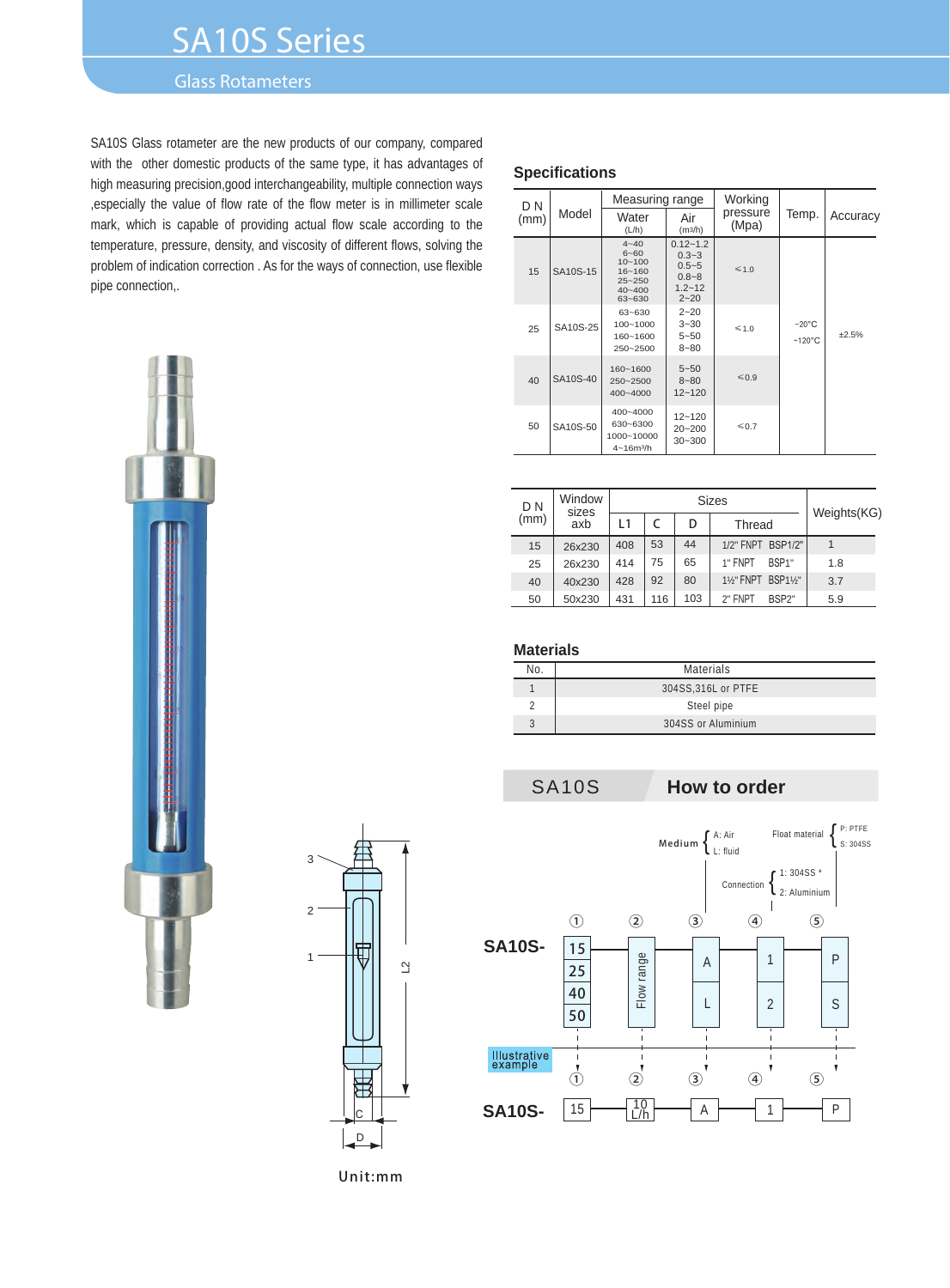# SA10S Series

## Glass Rotameters

SA10S Glass rotameter are the new products of our company, compared with the other domestic products of the same type, it has advantages of high measuring precision,good interchangeability, multiple connection ways ,especially the value of flow rate of the flow meter is in millimeter scale mark, which is capable of providing actual flow scale according to the temperature, pressure, density, and viscosity of different flows, solving the problem of indication correction . As for the ways of connection, use flexible pipe connection,.

Unit:mm

## Specifications

| D N (mm) | Model | Measuring range Water (L/h) | Measuring range Air (m3/h) | Working pressure (Mpa) | Temp. | Accuracy |
|---|---|---|---|---|---|---|
| 15 | SA10S-15 | 4~40<br>6~60<br>10~100<br>16~160<br>25~250<br>40~400<br>63~630 | 0.12~1.2<br>0.3~3<br>0.5~5<br>0.8~8<br>1.2~12<br>2~20 | ≤1.0 | -20°C ~120°C | ±2.5% |
| 25 | SA10S-25 | 63~630<br>100~1000<br>160~1600<br>250~2500 | 2~20<br>3~30<br>5~50<br>8~80 | ≤1.0 | | |
| 40 | SA10S-40 | 160~1600<br>250~2500<br>400~4000 | 5~50<br>8~80<br>12~120 | ≤0.9 | | |
| 50 | SA10S-50 | 400~4000<br>630~6300<br>1000~10000<br>4~16m³/h | 12~120<br>20~200<br>30~300 | ≤0.7 | | |

| D N (mm) | Window sizes axb | Sizes L1 | Sizes C | Sizes D | Sizes Thread | Weights(KG) |
|---|---|---|---|---|---|---|
| 15 | 26x230 | 408 | 53 | 44 | 1/2" FNPT BSP1/2" | 1 |
| 25 | 26x230 | 414 | 75 | 65 | 1" FNPT BSP1" | 1.8 |
| 40 | 40x230 | 428 | 92 | 80 | 1½" FNPT BSP1½" | 3.7 |
| 50 | 50x230 | 431 | 116 | 103 | 2" FNPT BSP2" | 5.9 |

## Materials

| No. | Materials |
|---|---|
| 1 | 304SS,316L or PTFE |
| 2 | Steel pipe |
| 3 | 304SS or Aluminium |

## SA10S How to order

SA10S-

| ① | ② | ③ | ④ | ⑤ |
|---|---|---|---|---|
| 15 / 25 / 40 / 50 | Flow range | Medium: A: Air; L: fluid | Connection: 1: 304SS *; 2: Aluminium | Float material: P: PTFE; S: 304SS |

Illustrative example

SA10S- 15 — 10 L/h — A — 1 — P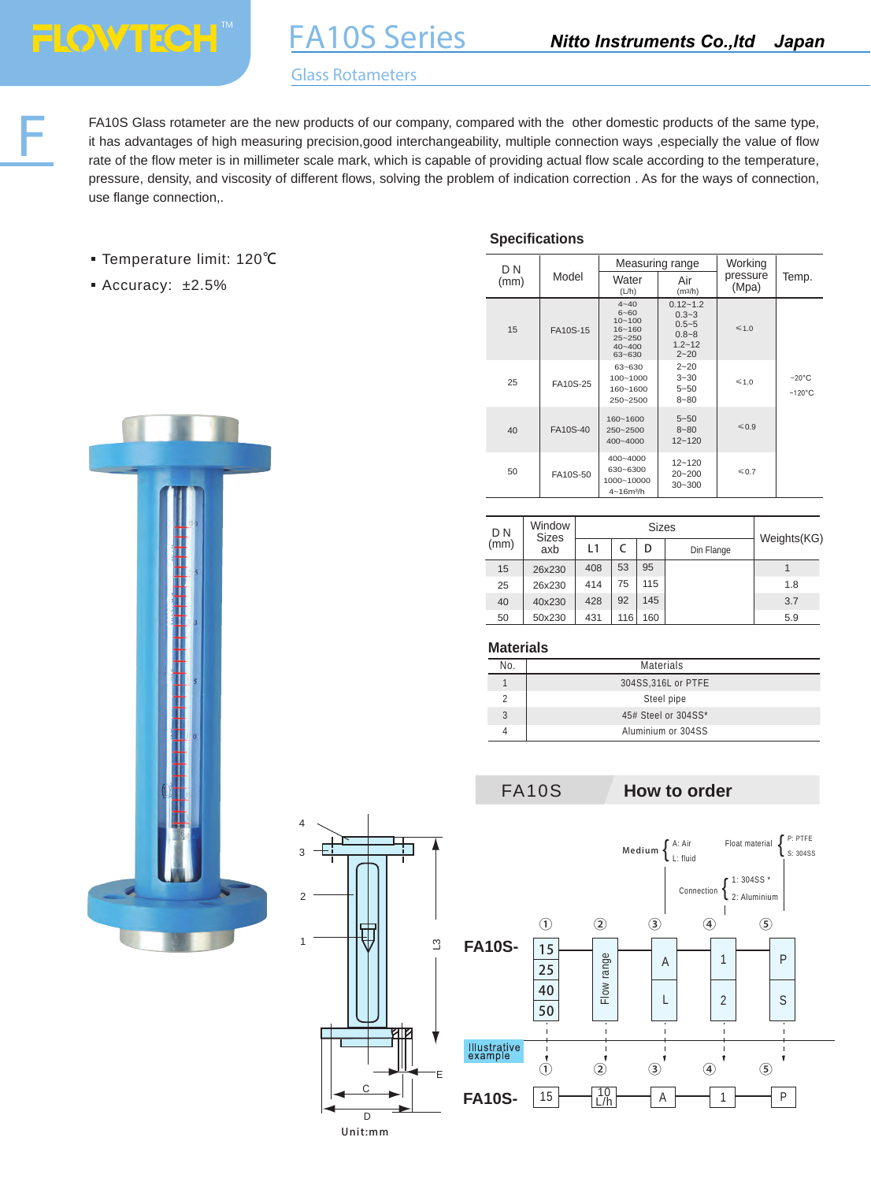# FA10S Series

Nitto Instruments Co.,ltd Japan

## Glass Rotameters

FA10S Glass rotameter are the new products of our company, compared with the other domestic products of the same type, it has advantages of high measuring precision,good interchangeability, multiple connection ways ,especially the value of flow rate of the flow meter is in millimeter scale mark, which is capable of providing actual flow scale according to the temperature, pressure, density, and viscosity of different flows, solving the problem of indication correction . As for the ways of connection, use flange connection,.

- Temperature limit: 120℃
- Accuracy: ±2.5%

### Specifications

| D N (mm) | Model | Measuring range | | Working pressure (Mpa) | Temp. |
|---|---|---|---|---|---|
| | | Water (L/h) | Air (m³/h) | | |
| 15 | FA10S-15 | 4~40<br>6~60<br>10~100<br>16~160<br>25~250<br>40~400<br>63~630 | 0.12~1.2<br>0.3~3<br>0.5~5<br>0.8~8<br>1.2~12<br>2~20 | ≤1.0 | -20°C ~120°C |
| 25 | FA10S-25 | 63~630<br>100~1000<br>160~1600<br>250~2500 | 2~20<br>3~30<br>5~50<br>8~80 | ≤1.0 | |
| 40 | FA10S-40 | 160~1600<br>250~2500<br>400~4000 | 5~50<br>8~80<br>12~120 | ≤0.9 | |
| 50 | FA10S-50 | 400~4000<br>630~6300<br>1000~10000<br>4~16m³/h | 12~120<br>20~200<br>30~300 | ≤0.7 | |

| D N (mm) | Window Sizes axb | Sizes | | | | Weights(KG) |
|---|---|---|---|---|---|---|
| | | L1 | C | D | Din Flange | |
| 15 | 26x230 | 408 | 53 | 95 | | 1 |
| 25 | 26x230 | 414 | 75 | 115 | | 1.8 |
| 40 | 40x230 | 428 | 92 | 145 | | 3.7 |
| 50 | 50x230 | 431 | 116 | 160 | | 5.9 |

### Materials

| No. | Materials |
|---|---|
| 1 | 304SS,316L or PTFE |
| 2 | Steel pipe |
| 3 | 45# Steel or 304SS* |
| 4 | Aluminium or 304SS |

Unit:mm

## FA10S How to order

- Medium: A: Air; L: fluid
- Connection: 1: 304SS *; 2: Aluminium
- Float material: P: PTFE; S: 304SS

| | ① | ② | ③ | ④ | ⑤ |
|---|---|---|---|---|---|
| FA10S- | 15 / 25 / 40 / 50 | Flow range | A / L | 1 / 2 | P / S |

Illustrative example

| | ① | ② | ③ | ④ | ⑤ |
|---|---|---|---|---|---|
| FA10S- | 15 | 10 L/h | A | 1 | P |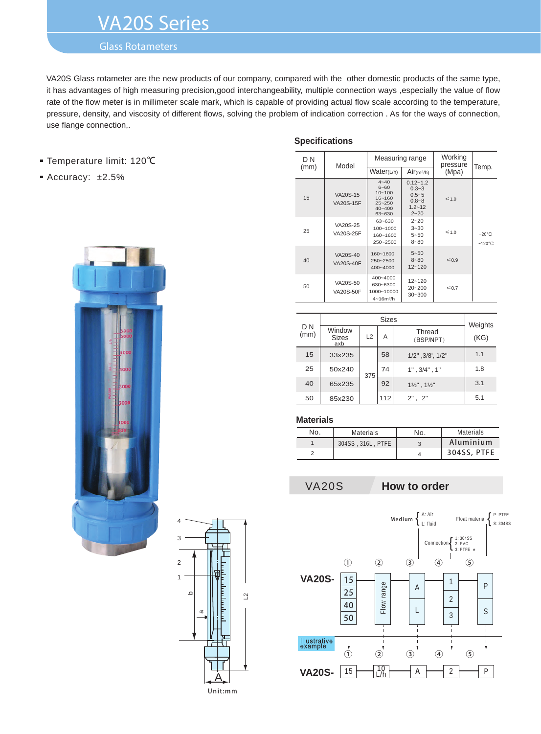# VA20S Series

## Glass Rotameters

VA20S Glass rotameter are the new products of our company, compared with the other domestic products of the same type, it has advantages of high measuring precision,good interchangeability, multiple connection ways ,especially the value of flow rate of the flow meter is in millimeter scale mark, which is capable of providing actual flow scale according to the temperature, pressure, density, and viscosity of different flows, solving the problem of indication correction . As for the ways of connection, use flange connection,.

- Temperature limit: 120℃
- Accuracy: ±2.5%

### Specifications

| D N (mm) | Model | Measuring range | | Working pressure (Mpa) | Temp. |
|---|---|---|---|---|---|
| | | Water(L/h) | Air($m^3$/h) | | |
| 15 | VA20S-15<br>VA20S-15F | 4~40<br>6~60<br>10~100<br>16~160<br>25~250<br>40~400<br>63~630 | 0.12~1.2<br>0.3~3<br>0.5~5<br>0.8~8<br>1.2~12<br>2~20 | ≤1.0 | -20°C ~120°C |
| 25 | VA20S-25<br>VA20S-25F | 63~630<br>100~1000<br>160~1600<br>250~2500 | 2~20<br>3~30<br>5~50<br>8~80 | ≤1.0 | |
| 40 | VA20S-40<br>VA20S-40F | 160~1600<br>250~2500<br>400~4000 | 5~50<br>8~80<br>12~120 | ≤0.9 | |
| 50 | VA20S-50<br>VA20S-50F | 400~4000<br>630~6300<br>1000~10000<br>4~16$m^3$/h | 12~120<br>20~200<br>30~300 | ≤0.7 | |

| D N (mm) | Sizes | | | | Weights (KG) |
|---|---|---|---|---|---|
| | Window Sizes axb | L2 | A | Thread (BSP/NPT) | |
| 15 | 33x235 | 375 | 58 | 1/2" ,3/8', 1/2" | 1.1 |
| 25 | 50x240 | 375 | 74 | 1" , 3/4" , 1" | 1.8 |
| 40 | 65x235 | 375 | 92 | 1½" , 1½" | 3.1 |
| 50 | 85x230 | 375 | 112 | 2" , 2" | 5.1 |

### Materials

| No. | Materials | No. | Materials |
|---|---|---|---|
| 1 | 304SS , 316L , PTFE | 3 | Aluminium |
| 2 | | 4 | 304SS, PTFE |

Unit:mm

## VA20S How to order

VA20S- ① ② ③ ④ ⑤

- ① DN: 15 / 25 / 40 / 50
- ② Flow range
- ③ Medium: A: Air; L: fluid
- ④ Connection: 1: 304SS; 2: PVC; 3: PTFE ★
- ⑤ Float material: P: PTFE; S: 304SS

Illustrative example

VA20S- 15 — 10 L/h — A — 2 — P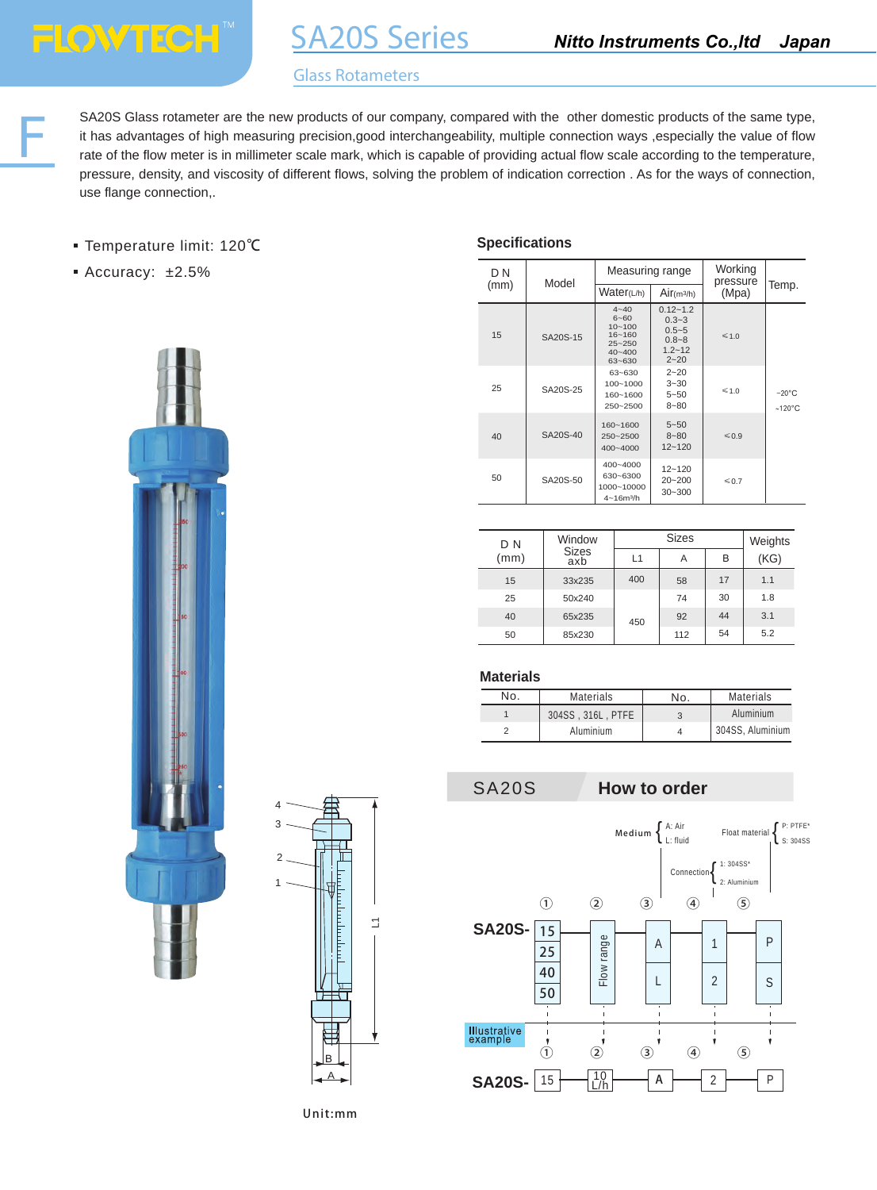# SA20S Series

Nitto Instruments Co.,ltd Japan

## Glass Rotameters

SA20S Glass rotameter are the new products of our company, compared with the other domestic products of the same type, it has advantages of high measuring precision,good interchangeability, multiple connection ways ,especially the value of flow rate of the flow meter is in millimeter scale mark, which is capable of providing actual flow scale according to the temperature, pressure, density, and viscosity of different flows, solving the problem of indication correction . As for the ways of connection, use flange connection,.

- Temperature limit: 120℃
- Accuracy: ±2.5%

### Specifications

| D N (mm) | Model | Measuring range | | Working pressure (Mpa) | Temp. |
|---|---|---|---|---|---|
| | | Water(L/h) | Air(m³/h) | | |
| 15 | SA20S-15 | 4~40<br>6~60<br>10~100<br>16~160<br>25~250<br>40~400<br>63~630 | 0.12~1.2<br>0.3~3<br>0.5~5<br>0.8~8<br>1.2~12<br>2~20 | ≤1.0 | -20°C<br>~120°C |
| 25 | SA20S-25 | 63~630<br>100~1000<br>160~1600<br>250~2500 | 2~20<br>3~30<br>5~50<br>8~80 | ≤1.0 | |
| 40 | SA20S-40 | 160~1600<br>250~2500<br>400~4000 | 5~50<br>8~80<br>12~120 | ≤0.9 | |
| 50 | SA20S-50 | 400~4000<br>630~6300<br>1000~10000<br>4~16m³/h | 12~120<br>20~200<br>30~300 | ≤0.7 | |

| D N (mm) | Window Sizes axb | Sizes | | | Weights (KG) |
|---|---|---|---|---|---|
| | | L1 | A | B | |
| 15 | 33x235 | 400 | 58 | 17 | 1.1 |
| 25 | 50x240 | | 74 | 30 | 1.8 |
| 40 | 65x235 | 450 | 92 | 44 | 3.1 |
| 50 | 85x230 | | 112 | 54 | 5.2 |

### Materials

| No. | Materials | No. | Materials |
|---|---|---|---|
| 1 | 304SS , 316L , PTFE | 3 | Aluminium |
| 2 | Aluminium | 4 | 304SS, Aluminium |

Unit:mm

## SA20S How to order

| | ① | ② | ③ | ④ | ⑤ |
|---|---|---|---|---|---|
| SA20S- | 15 / 25 / 40 / 50 | Flow range | Medium: A: Air / L: fluid | Connection: 1: 304SS* / 2: Aluminium | Float material: P: PTFE* / S: 304SS |

Illustrative example

SA20S- 15 — 10 L/h — A — 2 — P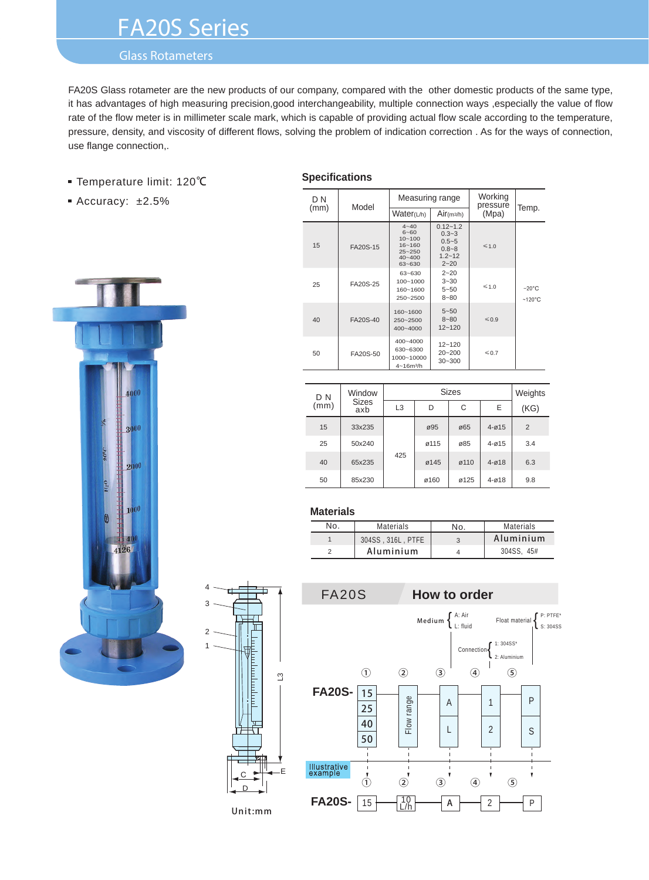# FA20S Series

## Glass Rotameters

FA20S Glass rotameter are the new products of our company, compared with the other domestic products of the same type, it has advantages of high measuring precision,good interchangeability, multiple connection ways ,especially the value of flow rate of the flow meter is in millimeter scale mark, which is capable of providing actual flow scale according to the temperature, pressure, density, and viscosity of different flows, solving the problem of indication correction . As for the ways of connection, use flange connection,.

- Temperature limit: 120℃
- Accuracy: ±2.5%

### Specifications

| DN (mm) | Model | Measuring range Water(L/h) | Measuring range Air(m3/h) | Working pressure (Mpa) | Temp. |
|---|---|---|---|---|---|
| 15 | FA20S-15 | 4~40<br>6~60<br>10~100<br>16~160<br>25~250<br>40~400<br>63~630 | 0.12~1.2<br>0.3~3<br>0.5~5<br>0.8~8<br>1.2~12<br>2~20 | ≤1.0 | -20℃ ~120℃ |
| 25 | FA20S-25 | 63~630<br>100~1000<br>160~1600<br>250~2500 | 2~20<br>3~30<br>5~50<br>8~80 | ≤1.0 | |
| 40 | FA20S-40 | 160~1600<br>250~2500<br>400~4000 | 5~50<br>8~80<br>12~120 | ≤0.9 | |
| 50 | FA20S-50 | 400~4000<br>630~6300<br>1000~10000<br>4~16m³/h | 12~120<br>20~200<br>30~300 | ≤0.7 | |

| DN (mm) | Window Sizes axb | Sizes L3 | D | C | E | Weights (KG) |
|---|---|---|---|---|---|---|
| 15 | 33x235 | 425 | ø95 | ø65 | 4-ø15 | 2 |
| 25 | 50x240 | | ø115 | ø85 | 4-ø15 | 3.4 |
| 40 | 65x235 | | ø145 | ø110 | 4-ø18 | 6.3 |
| 50 | 85x230 | | ø160 | ø125 | 4-ø18 | 9.8 |

### Materials

| No. | Materials | No. | Materials |
|---|---|---|---|
| 1 | 304SS , 316L , PTFE | 3 | Aluminium |
| 2 | Aluminium | 4 | 304SS, 45# |

Unit:mm

## FA20S How to order

FA20S- ① ② ③ ④ ⑤

- ① DN: 15 / 25 / 40 / 50
- ② Flow range
- ③ Medium: A: Air; L: fluid
- ④ Connection: 1: 304SS*; 2: Aluminium
- ⑤ Float material: P: PTFE*; S: 304SS

Illustrative example

FA20S- 15 — 10 L/h — A — 2 — P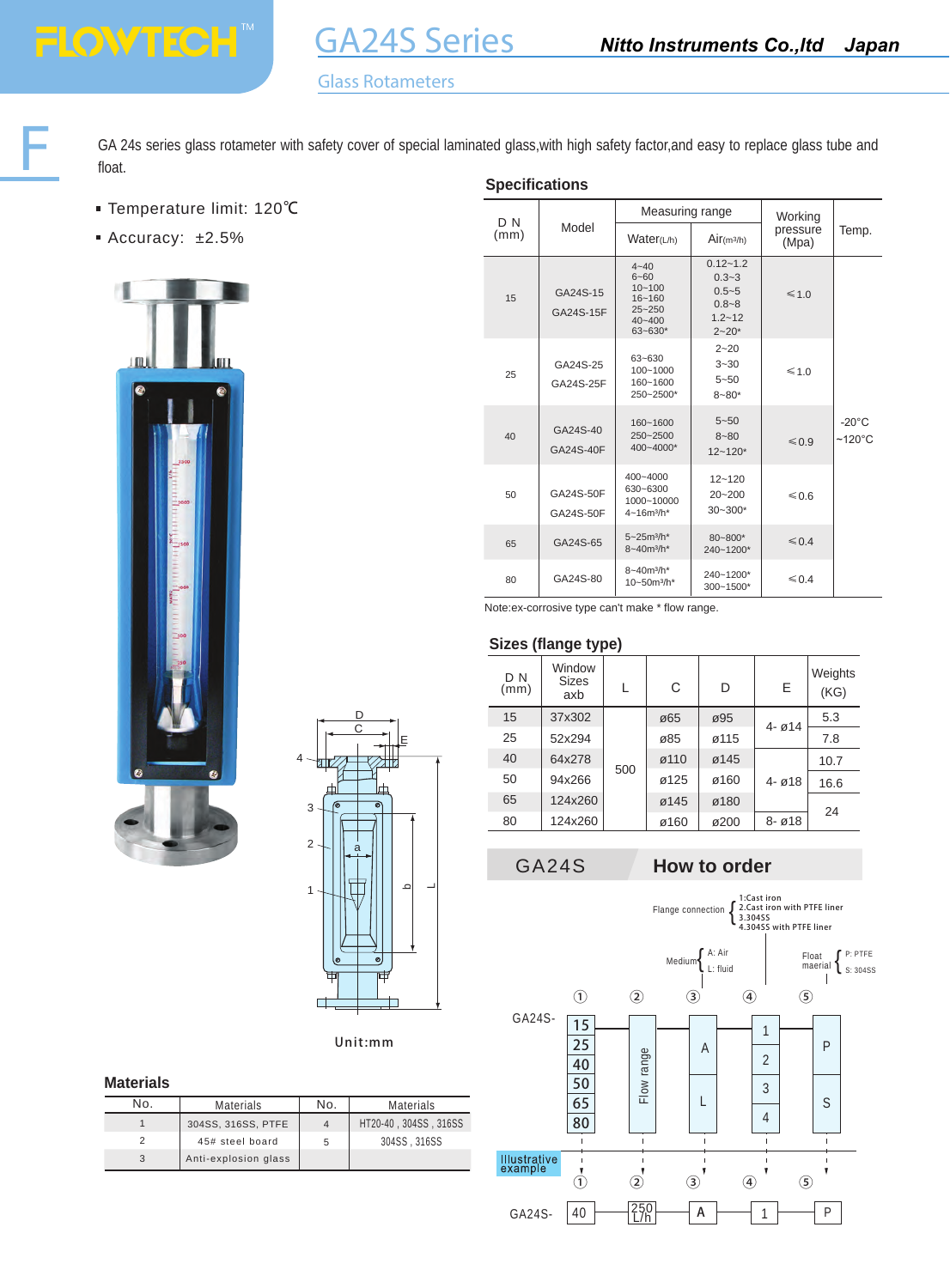# GA24S Series

**Nitto Instruments Co.,ltd Japan**

## Glass Rotameters

GA 24s series glass rotameter with safety cover of special laminated glass,with high safety factor,and easy to replace glass tube and float.

- Temperature limit: 120℃
- Accuracy: ±2.5%

## Specifications

| DN (mm) | Model | Measuring range Water(L/h) | Measuring range Air(m³/h) | Working pressure (Mpa) | Temp. |
|---|---|---|---|---|---|
| 15 | GA24S-15<br>GA24S-15F | 4~40<br>6~60<br>10~100<br>16~160<br>25~250<br>40~400<br>63~630* | 0.12~1.2<br>0.3~3<br>0.5~5<br>0.8~8<br>1.2~12<br>2~20* | ≤1.0 | -20°C ~120°C |
| 25 | GA24S-25<br>GA24S-25F | 63~630<br>100~1000<br>160~1600<br>250~2500* | 2~20<br>3~30<br>5~50<br>8~80* | ≤1.0 | |
| 40 | GA24S-40<br>GA24S-40F | 160~1600<br>250~2500<br>400~4000* | 5~50<br>8~80<br>12~120* | ≤0.9 | |
| 50 | GA24S-50F<br>GA24S-50F | 400~4000<br>630~6300<br>1000~10000<br>4~16m³/h* | 12~120<br>20~200<br>30~300* | ≤0.6 | |
| 65 | GA24S-65 | 5~25m³/h*<br>8~40m³/h* | 80~800*<br>240~1200* | ≤0.4 | |
| 80 | GA24S-80 | 8~40m³/h*<br>10~50m³/h* | 240~1200*<br>300~1500* | ≤0.4 | |

Note:ex-corrosive type can't make * flow range.

## Sizes (flange type)

| DN (mm) | Window Sizes axb | L | C | D | E | Weights (KG) |
|---|---|---|---|---|---|---|
| 15 | 37x302 | 500 | ø65 | ø95 | 4- ø14 | 5.3 |
| 25 | 52x294 | | ø85 | ø115 | | 7.8 |
| 40 | 64x278 | | ø110 | ø145 | 4- ø18 | 10.7 |
| 50 | 94x266 | | ø125 | ø160 | | 16.6 |
| 65 | 124x260 | | ø145 | ø180 | | 24 |
| 80 | 124x260 | | ø160 | ø200 | 8- ø18 | |

Unit:mm

## Materials

| No. | Materials | No. | Materials |
|---|---|---|---|
| 1 | 304SS, 316SS, PTFE | 4 | HT20-40 , 304SS , 316SS |
| 2 | 45# steel board | 5 | 304SS , 316SS |
| 3 | Anti-explosion glass | | |

## GA24S How to order

GA24S- ① DN: 15 / 25 / 40 / 50 / 65 / 80 — ② Flow range — ③ Medium: A: Air, L: fluid — ④ Flange connection: 1:Cast iron, 2.Cast iron with PTFE liner, 3.304SS, 4.304SS with PTFE liner — ⑤ Float maerial: P: PTFE, S: 304SS

Illustrative example: GA24S- 40 - 250 L/h - A - 1 - P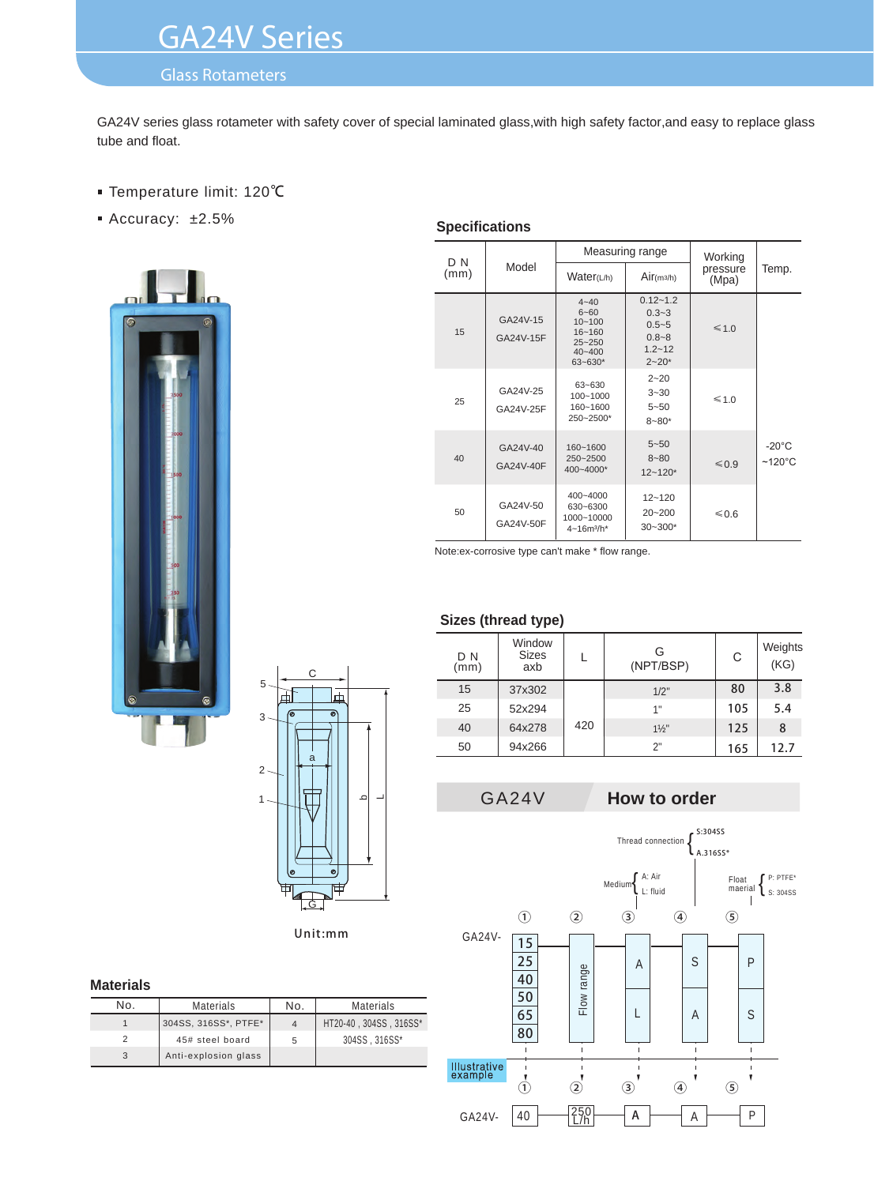# GA24V Series

## Glass Rotameters

GA24V series glass rotameter with safety cover of special laminated glass,with high safety factor,and easy to replace glass tube and float.

- Temperature limit: 120℃
- Accuracy: ±2.5%

### Specifications

| D N (mm) | Model | Measuring range | | Working pressure (Mpa) | Temp. |
|---|---|---|---|---|---|
| | | Water(L/h) | Air(m3/h) | | |
| 15 | GA24V-15<br>GA24V-15F | 4~40<br>6~60<br>10~100<br>16~160<br>25~250<br>40~400<br>63~630* | 0.12~1.2<br>0.3~3<br>0.5~5<br>0.8~8<br>1.2~12<br>2~20* | ≤1.0 | -20°C ~120°C |
| 25 | GA24V-25<br>GA24V-25F | 63~630<br>100~1000<br>160~1600<br>250~2500* | 2~20<br>3~30<br>5~50<br>8~80* | ≤1.0 | |
| 40 | GA24V-40<br>GA24V-40F | 160~1600<br>250~2500<br>400~4000* | 5~50<br>8~80<br>12~120* | ≤0.9 | |
| 50 | GA24V-50<br>GA24V-50F | 400~4000<br>630~6300<br>1000~10000<br>4~16m³/h* | 12~120<br>20~200<br>30~300* | ≤0.6 | |

Note:ex-corrosive type can't make * flow range.

### Sizes (thread type)

| D N (mm) | Window Sizes axb | L | G (NPT/BSP) | C | Weights (KG) |
|---|---|---|---|---|---|
| 15 | 37x302 | 420 | 1/2" | 80 | 3.8 |
| 25 | 52x294 | | 1" | 105 | 5.4 |
| 40 | 64x278 | | 1½" | 125 | 8 |
| 50 | 94x266 | | 2" | 165 | 12.7 |

Unit:mm

### Materials

| No. | Materials | No. | Materials |
|---|---|---|---|
| 1 | 304SS, 316SS*, PTFE* | 4 | HT20-40 , 304SS , 316SS* |
| 2 | 45# steel board | 5 | 304SS , 316SS* |
| 3 | Anti-explosion glass | | |

### GA24V How to order

GA24V- ① ② ③ ④ ⑤

① 15 / 25 / 40 / 50 / 65 / 80
② Flow range
③ Medium: A: Air; L: fluid
④ Thread connection: S:304SS; A.316SS*
⑤ Float maerial: P: PTFE*; S: 304SS

Illustrative example: GA24V- 40 - 250 L/h - A - A - P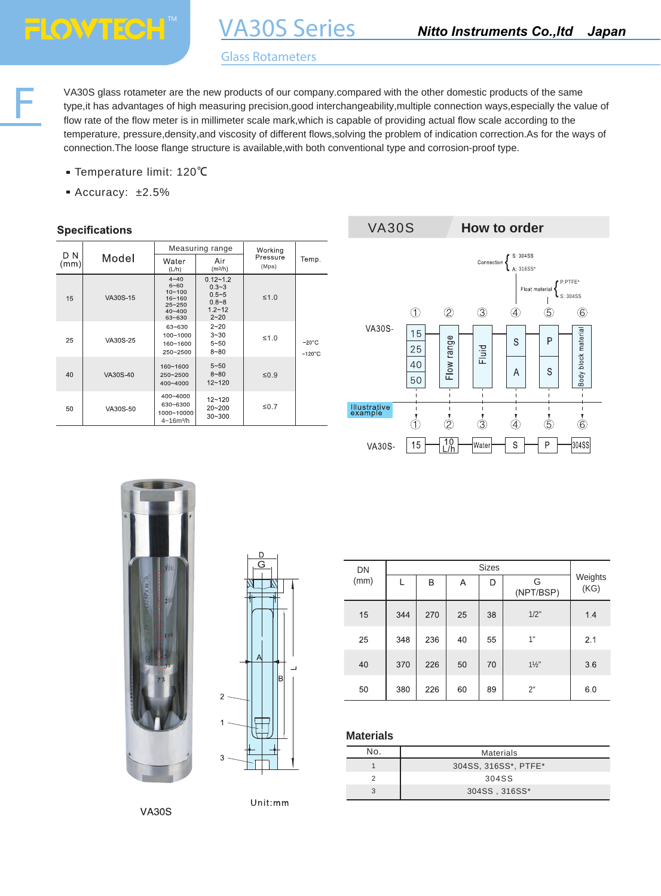# VA30S Series

## Glass Rotameters

Nitto Instruments Co.,ltd Japan

VA30S glass rotameter are the new products of our company.compared with the other domestic products of the same type,it has advantages of high measuring precision,good interchangeability,multiple connection ways,especially the value of flow rate of the flow meter is in millimeter scale mark,which is capable of providing actual flow scale according to the temperature, pressure,density,and viscosity of different flows,solving the problem of indication correction.As for the ways of connection.The loose flange structure is available,with both conventional type and corrosion-proof type.

- Temperature limit: 120℃
- Accuracy: ±2.5%

### Specifications

| DN (mm) | Model | Measuring range Water (L/h) | Measuring range Air ($m^3$/h) | Working Pressure (Mpa) | Temp. |
|---|---|---|---|---|---|
| 15 | VA30S-15 | 4~40<br>6~60<br>10~100<br>16~160<br>25~250<br>40~400<br>63~630 | 0.12~1.2<br>0.3~3<br>0.5~5<br>0.8~8<br>1.2~12<br>2~20 | ≤1.0 | -20°C ~120°C |
| 25 | VA30S-25 | 63~630<br>100~1000<br>160~1600<br>250~2500 | 2~20<br>3~30<br>5~50<br>8~80 | ≤1.0 | |
| 40 | VA30S-40 | 160~1600<br>250~2500<br>400~4000 | 5~50<br>8~80<br>12~120 | ≤0.9 | |
| 50 | VA30S-50 | 400~4000<br>630~6300<br>1000~10000<br>4~16$m^3$/h | 12~120<br>20~200<br>30~300 | ≤0.7 | |

### VA30S How to order

VA30S- ① ② ③ ④ ⑤ ⑥

- ① 15 / 25 / 40 / 50
- ② Flow range
- ③ Fluid
- ④ Connection: S: 304SS; A: 316SS*
- ⑤ Float material: P: PTFE*; S: 304SS
- ⑥ Body block material

Illustrative example: VA30S- 15 – 10 L/h – Water – S – P – 304SS

VA30S

Unit:mm

| DN (mm) | Sizes L | B | A | D | G (NPT/BSP) | Weights (KG) |
|---|---|---|---|---|---|---|
| 15 | 344 | 270 | 25 | 38 | 1/2" | 1.4 |
| 25 | 348 | 236 | 40 | 55 | 1" | 2.1 |
| 40 | 370 | 226 | 50 | 70 | 1½" | 3.6 |
| 50 | 380 | 226 | 60 | 89 | 2" | 6.0 |

### Materials

| No. | Materials |
|---|---|
| 1 | 304SS, 316SS*, PTFE* |
| 2 | 304SS |
| 3 | 304SS , 316SS* |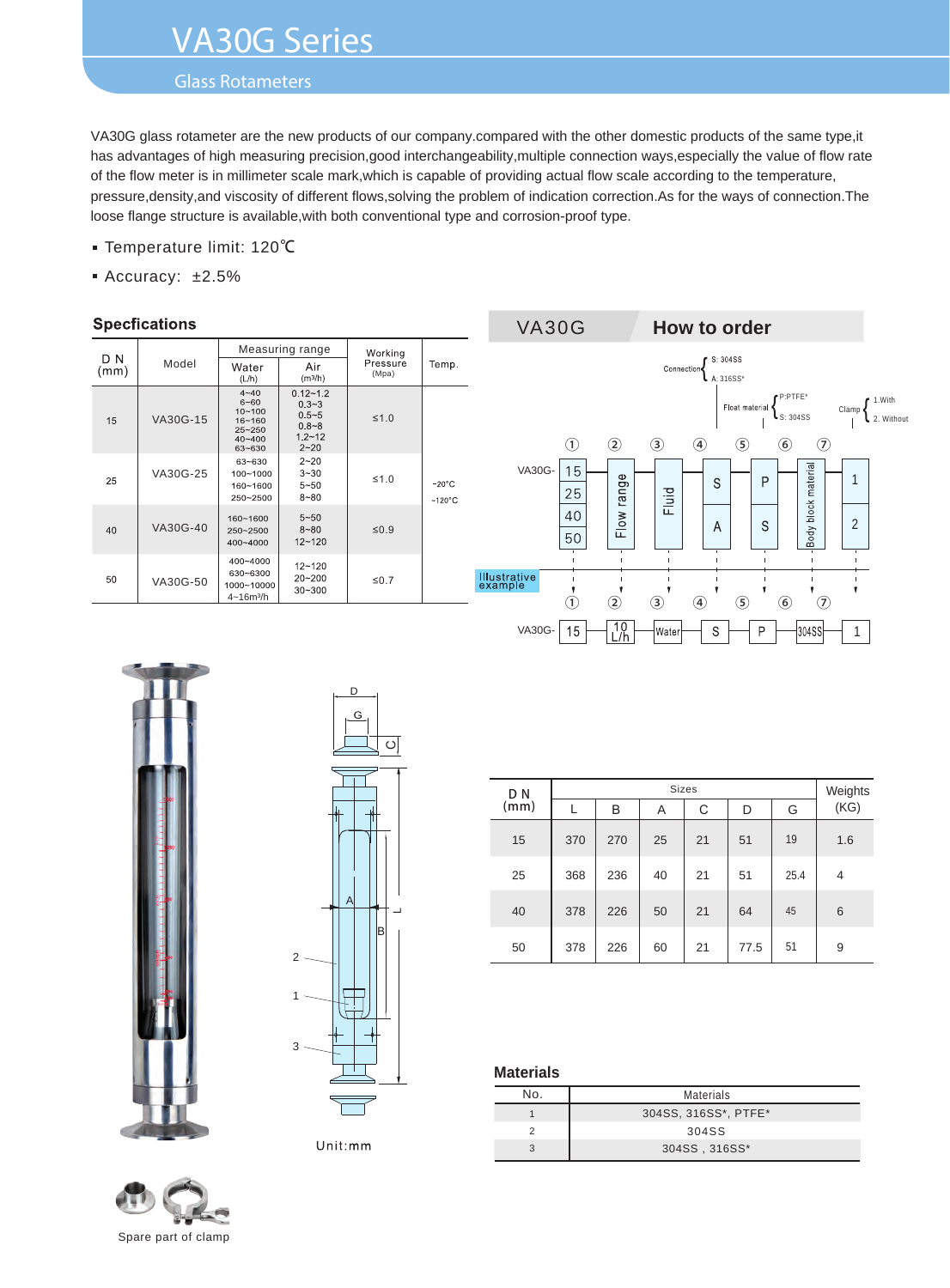# VA30G Series

## Glass Rotameters

VA30G glass rotameter are the new products of our company.compared with the other domestic products of the same type,it has advantages of high measuring precision,good interchangeability,multiple connection ways,especially the value of flow rate of the flow meter is in millimeter scale mark,which is capable of providing actual flow scale according to the temperature, pressure,density,and viscosity of different flows,solving the problem of indication correction.As for the ways of connection.The loose flange structure is available,with both conventional type and corrosion-proof type.

- Temperature limit: 120℃
- Accuracy: ±2.5%

### Specfications

| D N (mm) | Model | Measuring range | | Working Pressure (Mpa) | Temp. |
|---|---|---|---|---|---|
| | | Water (L/h) | Air ($m^3$/h) | | |
| 15 | VA30G-15 | 4~40<br>6~60<br>10~100<br>16~160<br>25~250<br>40~400<br>63~630 | 0.12~1.2<br>0.3~3<br>0.5~5<br>0.8~8<br>1.2~12<br>2~20 | ≤1.0 | -20°C<br>~120°C |
| 25 | VA30G-25 | 63~630<br>100~1000<br>160~1600<br>250~2500 | 2~20<br>3~30<br>5~50<br>8~80 | ≤1.0 | |
| 40 | VA30G-40 | 160~1600<br>250~2500<br>400~4000 | 5~50<br>8~80<br>12~120 | ≤0.9 | |
| 50 | VA30G-50 | 400~4000<br>630~6300<br>1000~10000<br>4~16$m^3$/h | 12~120<br>20~200<br>30~300 | ≤0.7 | |

### VA30G How to order

VA30G- ① ② ③ ④ ⑤ ⑥ ⑦

- ① DN: 15 / 25 / 40 / 50
- ② Flow range
- ③ Fluid
- ④ Connection: S: 304SS; A: 316SS*
- ⑤ Float material: P: PTFE*; S: 304SS
- ⑥ Body block material
- ⑦ Clamp: 1. With; 2. Without

Illustrative example

VA30G- 15 — 10 L/h — Water — S — P — 304SS — 1

D, G, C, A, B, L

2, 1, 3

Unit:mm

| D N (mm) | Sizes | | | | | | Weights (KG) |
|---|---|---|---|---|---|---|---|
| | L | B | A | C | D | G | |
| 15 | 370 | 270 | 25 | 21 | 51 | 19 | 1.6 |
| 25 | 368 | 236 | 40 | 21 | 51 | 25.4 | 4 |
| 40 | 378 | 226 | 50 | 21 | 64 | 45 | 6 |
| 50 | 378 | 226 | 60 | 21 | 77.5 | 51 | 9 |

### Materials

| No. | Materials |
|---|---|
| 1 | 304SS, 316SS*, PTFE* |
| 2 | 304SS |
| 3 | 304SS , 316SS* |

Spare part of clamp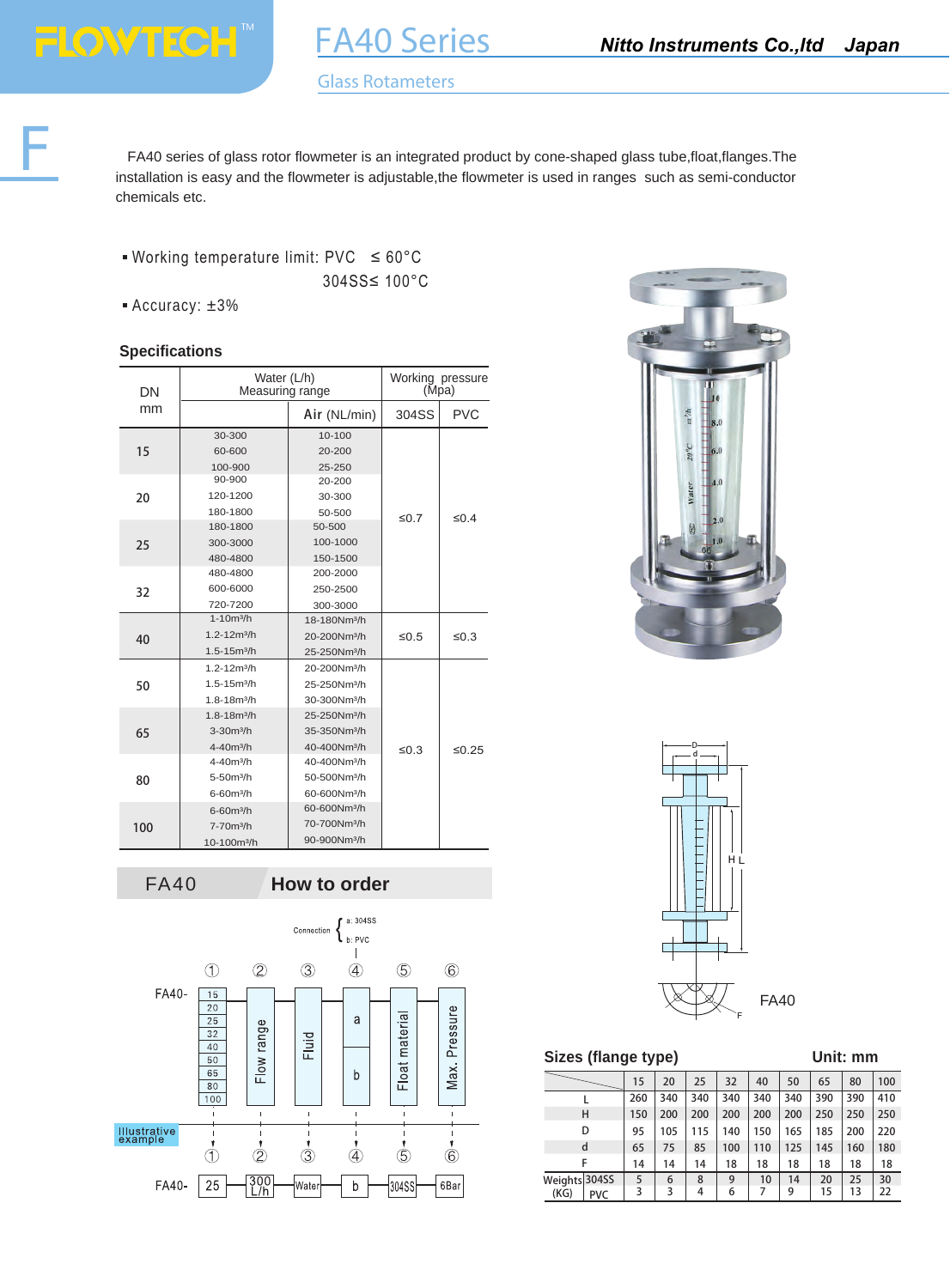# FA40 Series

## Glass Rotameters

Nitto Instruments Co.,ltd Japan

FA40 series of glass rotor flowmeter is an integrated product by cone-shaped glass tube,float,flanges.The installation is easy and the flowmeter is adjustable,the flowmeter is used in ranges such as semi-conductor chemicals etc.

- Working temperature limit: PVC ≤ 60°C
  304SS≤ 100°C
- Accuracy: ±3%

### Specifications

| DN mm | Water (L/h) Measuring range | Air (NL/min) | Working pressure (Mpa) 304SS | PVC |
|---|---|---|---|---|
| 15 | 30-300 | 10-100 | ≤0.7 | ≤0.4 |
| | 60-600 | 20-200 | | |
| | 100-900 | 25-250 | | |
| 20 | 90-900 | 20-200 | | |
| | 120-1200 | 30-300 | | |
| | 180-1800 | 50-500 | | |
| 25 | 180-1800 | 50-500 | | |
| | 300-3000 | 100-1000 | | |
| | 480-4800 | 150-1500 | | |
| 32 | 480-4800 | 200-2000 | | |
| | 600-6000 | 250-2500 | | |
| | 720-7200 | 300-3000 | | |
| 40 | 1-10m³/h | 18-180Nm³/h | ≤0.5 | ≤0.3 |
| | 1.2-12m³/h | 20-200Nm³/h | | |
| | 1.5-15m³/h | 25-250Nm³/h | | |
| 50 | 1.2-12m³/h | 20-200Nm³/h | ≤0.3 | ≤0.25 |
| | 1.5-15m³/h | 25-250Nm³/h | | |
| | 1.8-18m³/h | 30-300Nm³/h | | |
| 65 | 1.8-18m³/h | 25-250Nm³/h | | |
| | 3-30m³/h | 35-350Nm³/h | | |
| | 4-40m³/h | 40-400Nm³/h | | |
| 80 | 4-40m³/h | 40-400Nm³/h | | |
| | 5-50m³/h | 50-500Nm³/h | | |
| | 6-60m³/h | 60-600Nm³/h | | |
| 100 | 6-60m³/h | 60-600Nm³/h | | |
| | 7-70m³/h | 70-700Nm³/h | | |
| | 10-100m³/h | 90-900Nm³/h | | |

## FA40 How to order

FA40- ① ② ③ ④ ⑤ ⑥

① 15 / 20 / 25 / 32 / 40 / 50 / 65 / 80 / 100
② Flow range
③ Fluid
④ Connection: a: 304SS; b: PVC
⑤ Float material
⑥ Max. Pressure

Illustrative example:

FA40- 25 — 300 L/h — Water — b — 304SS — 6Bar

FA40

### Sizes (flange type) Unit: mm

| | 15 | 20 | 25 | 32 | 40 | 50 | 65 | 80 | 100 |
|---|---|---|---|---|---|---|---|---|---|
| L | 260 | 340 | 340 | 340 | 340 | 340 | 390 | 390 | 410 |
| H | 150 | 200 | 200 | 200 | 200 | 200 | 250 | 250 | 250 |
| D | 95 | 105 | 115 | 140 | 150 | 165 | 185 | 200 | 220 |
| d | 65 | 75 | 85 | 100 | 110 | 125 | 145 | 160 | 180 |
| F | 14 | 14 | 14 | 18 | 18 | 18 | 18 | 18 | 18 |
| Weights (KG) 304SS | 5 | 6 | 8 | 9 | 10 | 14 | 20 | 25 | 30 |
| Weights (KG) PVC | 3 | 3 | 4 | 6 | 7 | 9 | 15 | 13 | 22 |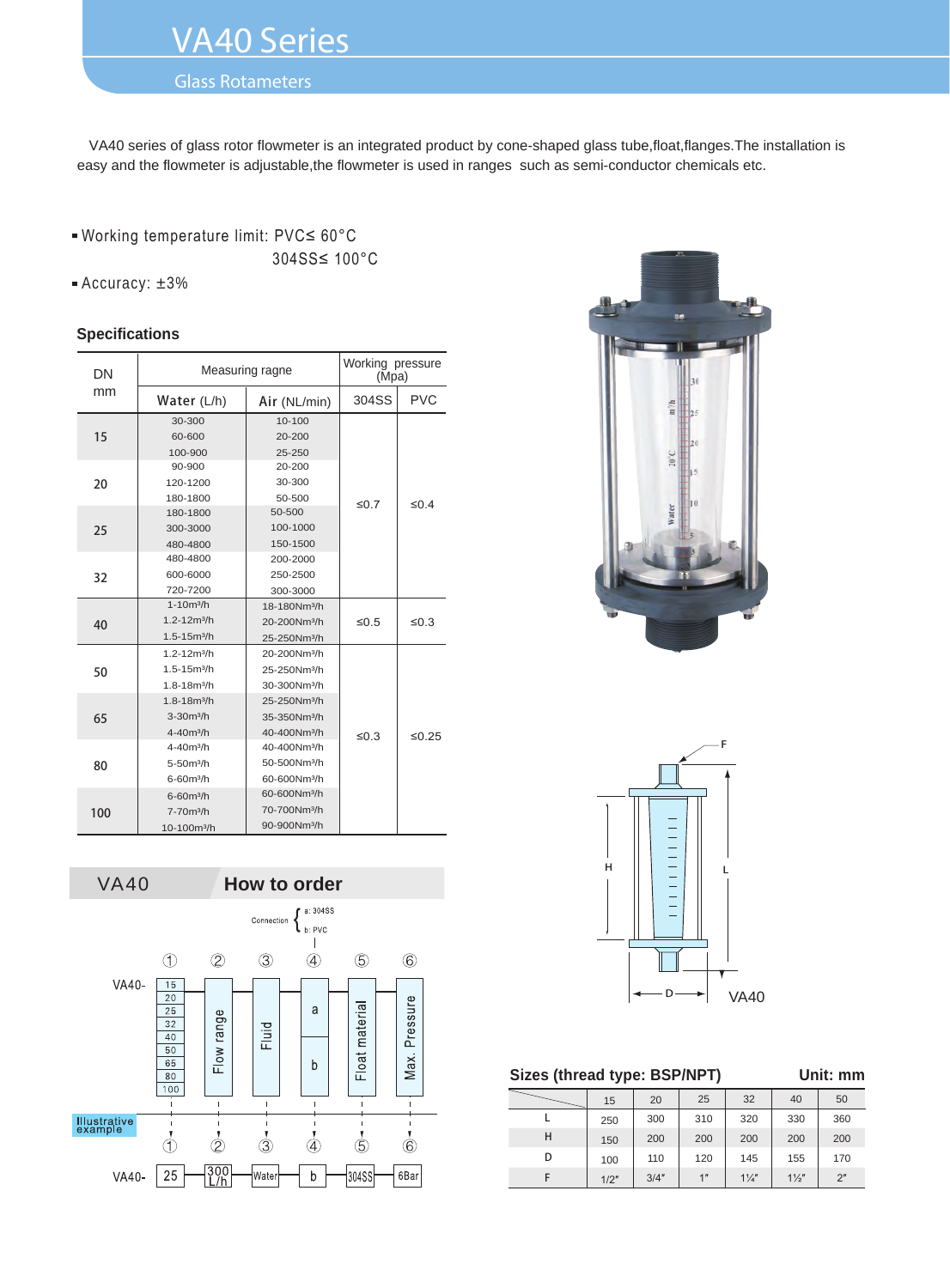# VA40 Series

## Glass Rotameters

VA40 series of glass rotor flowmeter is an integrated product by cone-shaped glass tube,float,flanges.The installation is easy and the flowmeter is adjustable,the flowmeter is used in ranges such as semi-conductor chemicals etc.

- Working temperature limit: PVC≤ 60°C
  304SS≤ 100°C
- Accuracy: ±3%

### Specifications

| DN mm | Measuring ragne | | Working pressure (Mpa) | |
|---|---|---|---|---|
| | Water (L/h) | Air (NL/min) | 304SS | PVC |
| 15 | 30-300<br>60-600<br>100-900 | 10-100<br>20-200<br>25-250 | ≤0.7 | ≤0.4 |
| 20 | 90-900<br>120-1200<br>180-1800 | 20-200<br>30-300<br>50-500 | | |
| 25 | 180-1800<br>300-3000<br>480-4800 | 50-500<br>100-1000<br>150-1500 | | |
| 32 | 480-4800<br>600-6000<br>720-7200 | 200-2000<br>250-2500<br>300-3000 | | |
| 40 | 1-10m³/h<br>1.2-12m³/h<br>1.5-15m³/h | 18-180Nm³/h<br>20-200Nm³/h<br>25-250Nm³/h | ≤0.5 | ≤0.3 |
| 50 | 1.2-12m³/h<br>1.5-15m³/h<br>1.8-18m³/h | 20-200Nm³/h<br>25-250Nm³/h<br>30-300Nm³/h | ≤0.3 | ≤0.25 |
| 65 | 1.8-18m³/h<br>3-30m³/h<br>4-40m³/h | 25-250Nm³/h<br>35-350Nm³/h<br>40-400Nm³/h | | |
| 80 | 4-40m³/h<br>5-50m³/h<br>6-60m³/h | 40-400Nm³/h<br>50-500Nm³/h<br>60-600Nm³/h | | |
| 100 | 6-60m³/h<br>7-70m³/h<br>10-100m³/h | 60-600Nm³/h<br>70-700Nm³/h<br>90-900Nm³/h | | |

## VA40 How to order

VA40- ① ② ③ ④ ⑤ ⑥

① DN: 15 / 20 / 25 / 32 / 40 / 50 / 65 / 80 / 100

② Flow range

③ Fluid

④ Connection: a: 304SS; b: PVC

⑤ Float material

⑥ Max. Pressure

Illustrative example: VA40- 25 - 300 L/h - Water - b - 304SS - 6Bar

VA40

### Sizes (thread type: BSP/NPT) Unit: mm

| | 15 | 20 | 25 | 32 | 40 | 50 |
|---|---|---|---|---|---|---|
| L | 250 | 300 | 310 | 320 | 330 | 360 |
| H | 150 | 200 | 200 | 200 | 200 | 200 |
| D | 100 | 110 | 120 | 145 | 155 | 170 |
| F | 1/2" | 3/4" | 1" | 1¼" | 1½" | 2" |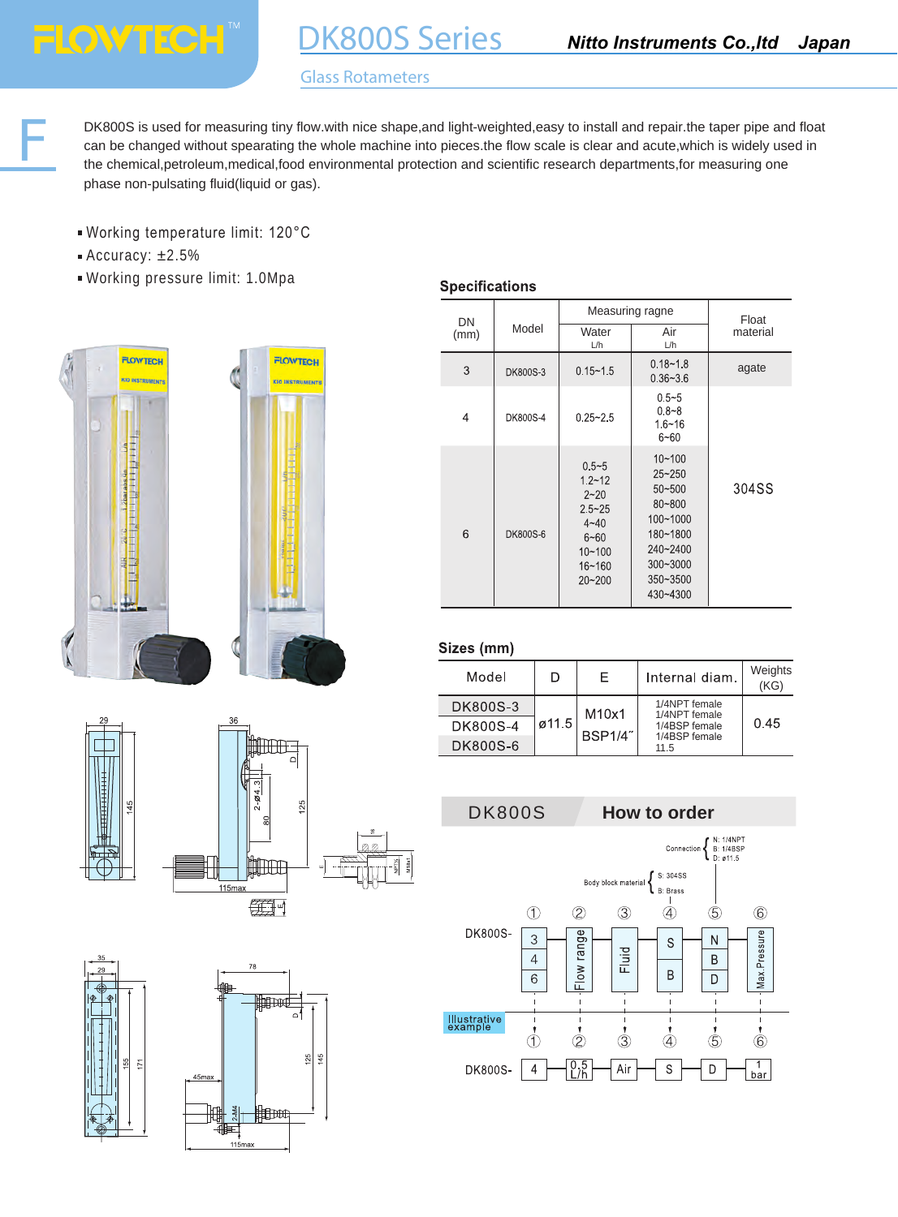# FLOWTECH™ DK800S Series

**Nitto Instruments Co.,ltd Japan**

## Glass Rotameters

F

DK800S is used for measuring tiny flow.with nice shape,and light-weighted,easy to install and repair.the taper pipe and float can be changed without spearating the whole machine into pieces.the flow scale is clear and acute,which is widely used in the chemical,petroleum,medical,food environmental protection and scientific research departments,for measuring one phase non-pulsating fluid(liquid or gas).

- Working temperature limit: 120°C
- Accuracy: ±2.5%
- Working pressure limit: 1.0Mpa

### Specifications

| DN (mm) | Model | Measuring ragne | | Float material |
|---|---|---|---|---|
| | | Water L/h | Air L/h | |
| 3 | DK800S-3 | 0.15~1.5 | 0.18~1.8<br>0.36~3.6 | agate |
| 4 | DK800S-4 | 0.25~2.5 | 0.5~5<br>0.8~8<br>1.6~16<br>6~60 | 304SS |
| 6 | DK800S-6 | 0.5~5<br>1.2~12<br>2~20<br>2.5~25<br>4~40<br>6~60<br>10~100<br>16~160<br>20~200 | 10~100<br>25~250<br>50~500<br>80~800<br>100~1000<br>180~1800<br>240~2400<br>300~3000<br>350~3500<br>430~4300 | 304SS |

### Sizes (mm)

| Model | D | E | Internal diam. | Weights (KG) |
|---|---|---|---|---|
| DK800S-3<br>DK800S-4<br>DK800S-6 | ø11.5 | M10x1<br>BSP1/4˝ | 1/4NPT female<br>1/4NPT female<br>1/4BSP female<br>1/4BSP female<br>11.5 | 0.45 |

29

145

36

2-ø4.3

80

125

D

115max

E

16

M16x1

NPT¼

35

29

155

171

78

45max

2-M4

125

145

D

115max

## DK800S How to order

Connection: N: 1/4NPT; B: 1/4BSP; D: ø11.5

Body block material: S: 304SS; B: Brass

DK800S- ① 3 / 4 / 6 — ② Flow range — ③ Fluid — ④ S / B — ⑤ N / B / D — ⑥ Max.Pressure

Illustrative example

DK800S- ① 4 — ② 0.5 L/h — ③ Air — ④ S — ⑤ D — ⑥ 1 bar